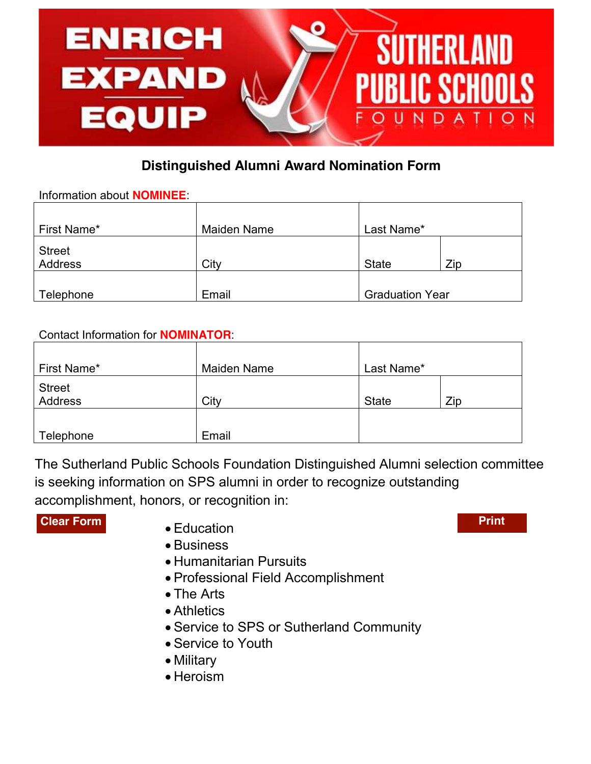ENRICH EXPAND EQUIP

SUTHERLAND PUBLIC SCHOOLS FOUNDATION

## Distinguished Alumni Award Nomination Form

Information about **NOMINEE**:

| First Name* | Maiden Name | Last Name* | |
|---|---|---|---|
| Street Address | City | State | Zip |
| Telephone | Email | Graduation Year | |

Contact Information for **NOMINATOR**:

| First Name* | Maiden Name | Last Name* | |
|---|---|---|---|
| Street Address | City | State | Zip |
| Telephone | Email | | |

The Sutherland Public Schools Foundation Distinguished Alumni selection committee is seeking information on SPS alumni in order to recognize outstanding accomplishment, honors, or recognition in:

Clear Form

Print

- Education
- Business
- Humanitarian Pursuits
- Professional Field Accomplishment
- The Arts
- Athletics
- Service to SPS or Sutherland Community
- Service to Youth
- Military
- Heroism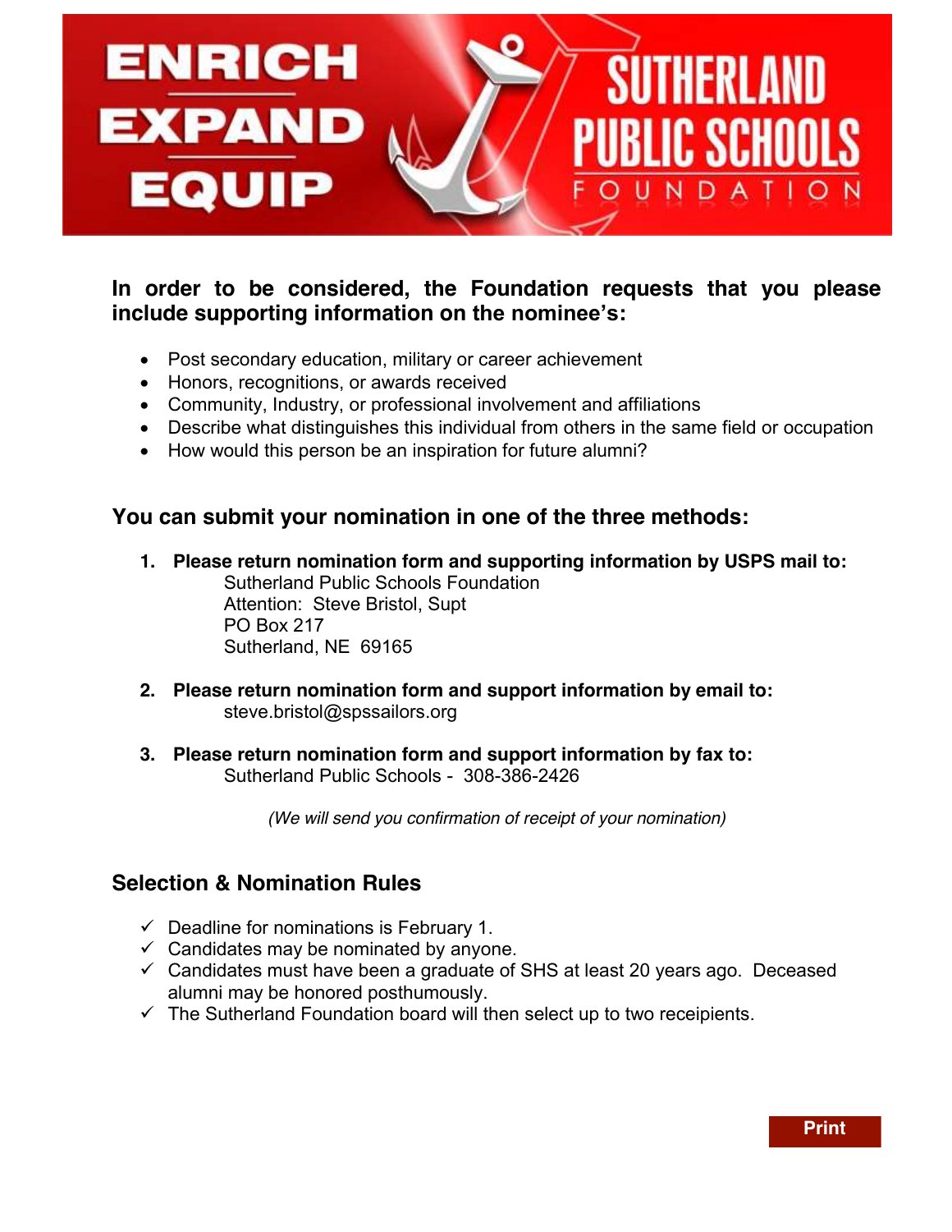ENRICH
EXPAND
EQUIP

SUTHERLAND PUBLIC SCHOOLS FOUNDATION

**In order to be considered, the Foundation requests that you please include supporting information on the nominee's:**

- Post secondary education, military or career achievement
- Honors, recognitions, or awards received
- Community, Industry, or professional involvement and affiliations
- Describe what distinguishes this individual from others in the same field or occupation
- How would this person be an inspiration for future alumni?

## You can submit your nomination in one of the three methods:

1. **Please return nomination form and supporting information by USPS mail to:**
   Sutherland Public Schools Foundation
   Attention: Steve Bristol, Supt
   PO Box 217
   Sutherland, NE 69165

2. **Please return nomination form and support information by email to:**
   steve.bristol@spssailors.org

3. **Please return nomination form and support information by fax to:**
   Sutherland Public Schools - 308-386-2426

*(We will send you confirmation of receipt of your nomination)*

## Selection & Nomination Rules

- ✓ Deadline for nominations is February 1.
- ✓ Candidates may be nominated by anyone.
- ✓ Candidates must have been a graduate of SHS at least 20 years ago. Deceased alumni may be honored posthumously.
- ✓ The Sutherland Foundation board will then select up to two receipients.

Print